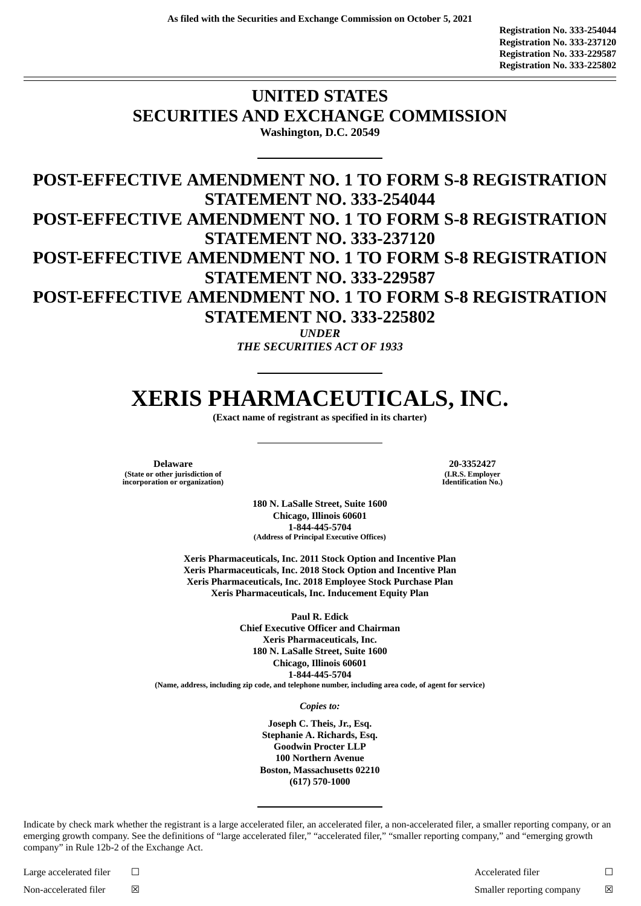As filed with the Securities and Exchange Commission on October 5, 2021

**Registration No. 333-254044**
**Registration No. 333-237120**
**Registration No. 333-229587**
**Registration No. 333-225802**

# UNITED STATES
# SECURITIES AND EXCHANGE COMMISSION

**Washington, D.C. 20549**

# POST-EFFECTIVE AMENDMENT NO. 1 TO FORM S-8 REGISTRATION STATEMENT NO. 333-254044
# POST-EFFECTIVE AMENDMENT NO. 1 TO FORM S-8 REGISTRATION STATEMENT NO. 333-237120
# POST-EFFECTIVE AMENDMENT NO. 1 TO FORM S-8 REGISTRATION STATEMENT NO. 333-229587
# POST-EFFECTIVE AMENDMENT NO. 1 TO FORM S-8 REGISTRATION STATEMENT NO. 333-225802

***UNDER***
***THE SECURITIES ACT OF 1933***

# XERIS PHARMACEUTICALS, INC.

**(Exact name of registrant as specified in its charter)**

| **Delaware** | **20-3352427** |
|---|---|
| **(State or other jurisdiction of incorporation or organization)** | **(I.R.S. Employer Identification No.)** |

**180 N. LaSalle Street, Suite 1600**
**Chicago, Illinois 60601**
**1-844-445-5704**
**(Address of Principal Executive Offices)**

**Xeris Pharmaceuticals, Inc. 2011 Stock Option and Incentive Plan**
**Xeris Pharmaceuticals, Inc. 2018 Stock Option and Incentive Plan**
**Xeris Pharmaceuticals, Inc. 2018 Employee Stock Purchase Plan**
**Xeris Pharmaceuticals, Inc. Inducement Equity Plan**

**Paul R. Edick**
**Chief Executive Officer and Chairman**
**Xeris Pharmaceuticals, Inc.**
**180 N. LaSalle Street, Suite 1600**
**Chicago, Illinois 60601**
**1-844-445-5704**
**(Name, address, including zip code, and telephone number, including area code, of agent for service)**

*Copies to:*

**Joseph C. Theis, Jr., Esq.**
**Stephanie A. Richards, Esq.**
**Goodwin Procter LLP**
**100 Northern Avenue**
**Boston, Massachusetts 02210**
**(617) 570-1000**

Indicate by check mark whether the registrant is a large accelerated filer, an accelerated filer, a non-accelerated filer, a smaller reporting company, or an emerging growth company. See the definitions of "large accelerated filer," "accelerated filer," "smaller reporting company," and "emerging growth company" in Rule 12b-2 of the Exchange Act.

| | | | |
|---|---|---|---|
| Large accelerated filer | ☐ | Accelerated filer | ☐ |
| Non-accelerated filer | ☒ | Smaller reporting company | ☒ |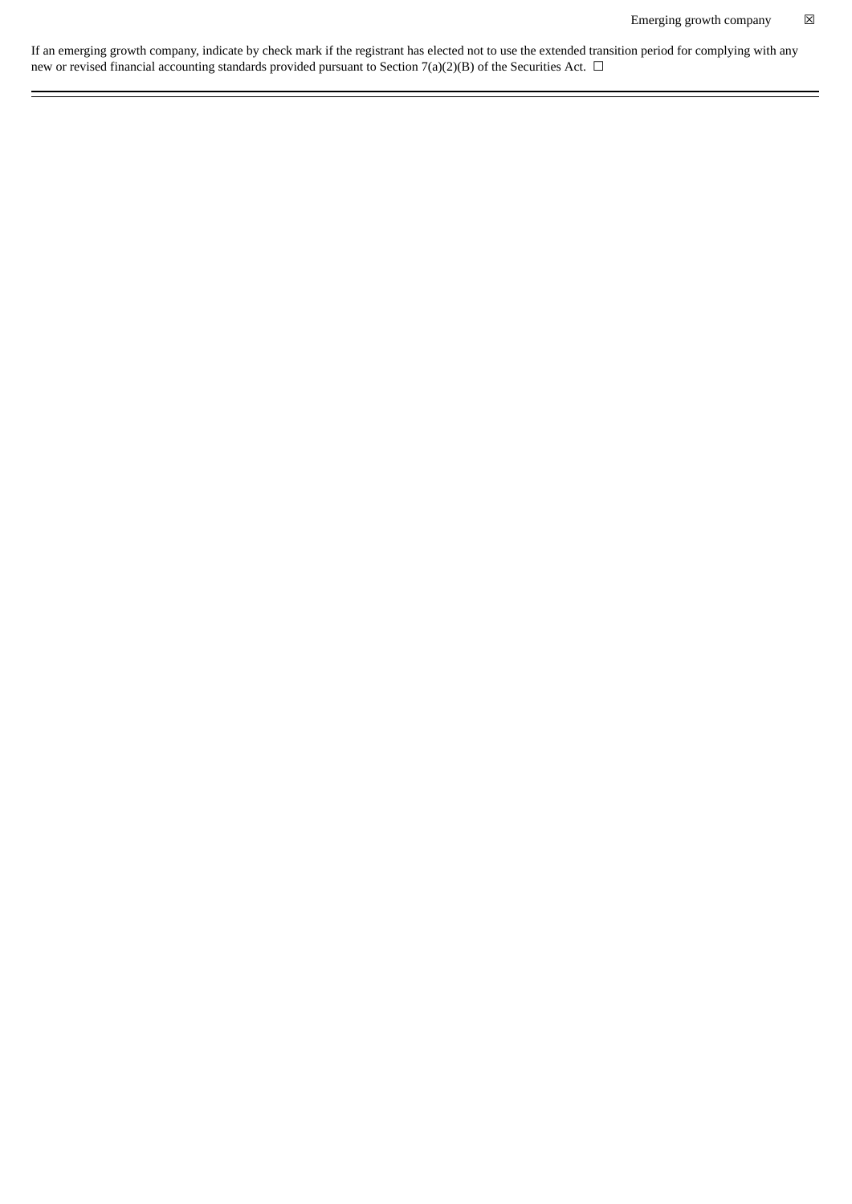Emerging growth company ☒

If an emerging growth company, indicate by check mark if the registrant has elected not to use the extended transition period for complying with any new or revised financial accounting standards provided pursuant to Section 7(a)(2)(B) of the Securities Act. ☐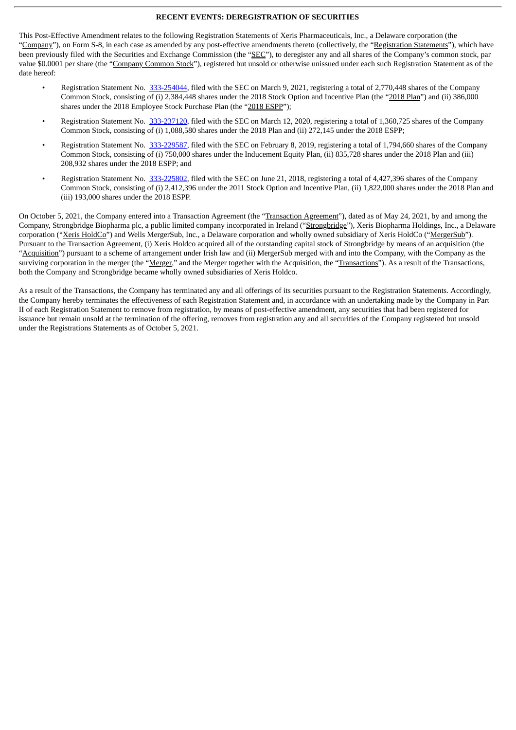**RECENT EVENTS: DEREGISTRATION OF SECURITIES**

This Post-Effective Amendment relates to the following Registration Statements of Xeris Pharmaceuticals, Inc., a Delaware corporation (the "Company"), on Form S-8, in each case as amended by any post-effective amendments thereto (collectively, the "Registration Statements"), which have been previously filed with the Securities and Exchange Commission (the "SEC"), to deregister any and all shares of the Company's common stock, par value $0.0001 per share (the "Company Common Stock"), registered but unsold or otherwise unissued under each such Registration Statement as of the date hereof:

- Registration Statement No. 333-254044, filed with the SEC on March 9, 2021, registering a total of 2,770,448 shares of the Company Common Stock, consisting of (i) 2,384,448 shares under the 2018 Stock Option and Incentive Plan (the "2018 Plan") and (ii) 386,000 shares under the 2018 Employee Stock Purchase Plan (the "2018 ESPP");
- Registration Statement No. 333-237120, filed with the SEC on March 12, 2020, registering a total of 1,360,725 shares of the Company Common Stock, consisting of (i) 1,088,580 shares under the 2018 Plan and (ii) 272,145 under the 2018 ESPP;
- Registration Statement No. 333-229587, filed with the SEC on February 8, 2019, registering a total of 1,794,660 shares of the Company Common Stock, consisting of (i) 750,000 shares under the Inducement Equity Plan, (ii) 835,728 shares under the 2018 Plan and (iii) 208,932 shares under the 2018 ESPP; and
- Registration Statement No. 333-225802, filed with the SEC on June 21, 2018, registering a total of 4,427,396 shares of the Company Common Stock, consisting of (i) 2,412,396 under the 2011 Stock Option and Incentive Plan, (ii) 1,822,000 shares under the 2018 Plan and (iii) 193,000 shares under the 2018 ESPP.

On October 5, 2021, the Company entered into a Transaction Agreement (the "Transaction Agreement"), dated as of May 24, 2021, by and among the Company, Strongbridge Biopharma plc, a public limited company incorporated in Ireland ("Strongbridge"), Xeris Biopharma Holdings, Inc., a Delaware corporation ("Xeris HoldCo") and Wells MergerSub, Inc., a Delaware corporation and wholly owned subsidiary of Xeris HoldCo ("MergerSub"). Pursuant to the Transaction Agreement, (i) Xeris Holdco acquired all of the outstanding capital stock of Strongbridge by means of an acquisition (the "Acquisition") pursuant to a scheme of arrangement under Irish law and (ii) MergerSub merged with and into the Company, with the Company as the surviving corporation in the merger (the "Merger," and the Merger together with the Acquisition, the "Transactions"). As a result of the Transactions, both the Company and Strongbridge became wholly owned subsidiaries of Xeris Holdco.

As a result of the Transactions, the Company has terminated any and all offerings of its securities pursuant to the Registration Statements. Accordingly, the Company hereby terminates the effectiveness of each Registration Statement and, in accordance with an undertaking made by the Company in Part II of each Registration Statement to remove from registration, by means of post-effective amendment, any securities that had been registered for issuance but remain unsold at the termination of the offering, removes from registration any and all securities of the Company registered but unsold under the Registrations Statements as of October 5, 2021.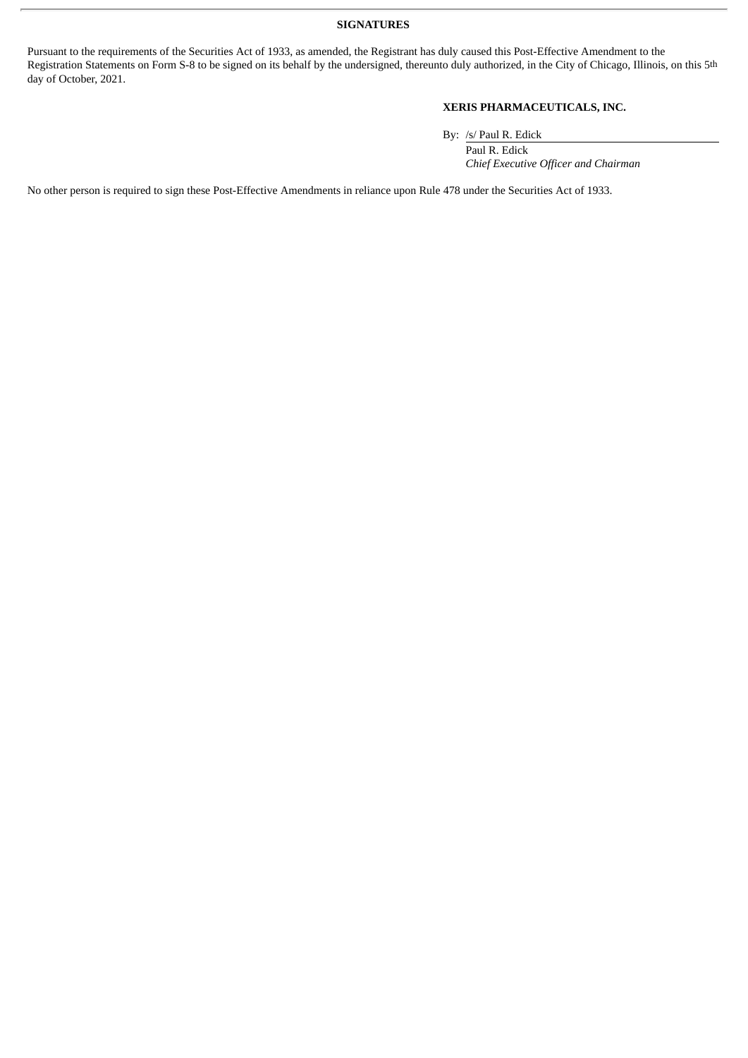**SIGNATURES**

Pursuant to the requirements of the Securities Act of 1933, as amended, the Registrant has duly caused this Post-Effective Amendment to the Registration Statements on Form S-8 to be signed on its behalf by the undersigned, thereunto duly authorized, in the City of Chicago, Illinois, on this 5th day of October, 2021.

**XERIS PHARMACEUTICALS, INC.**

By: /s/ Paul R. Edick
Paul R. Edick
*Chief Executive Officer and Chairman*

No other person is required to sign these Post-Effective Amendments in reliance upon Rule 478 under the Securities Act of 1933.